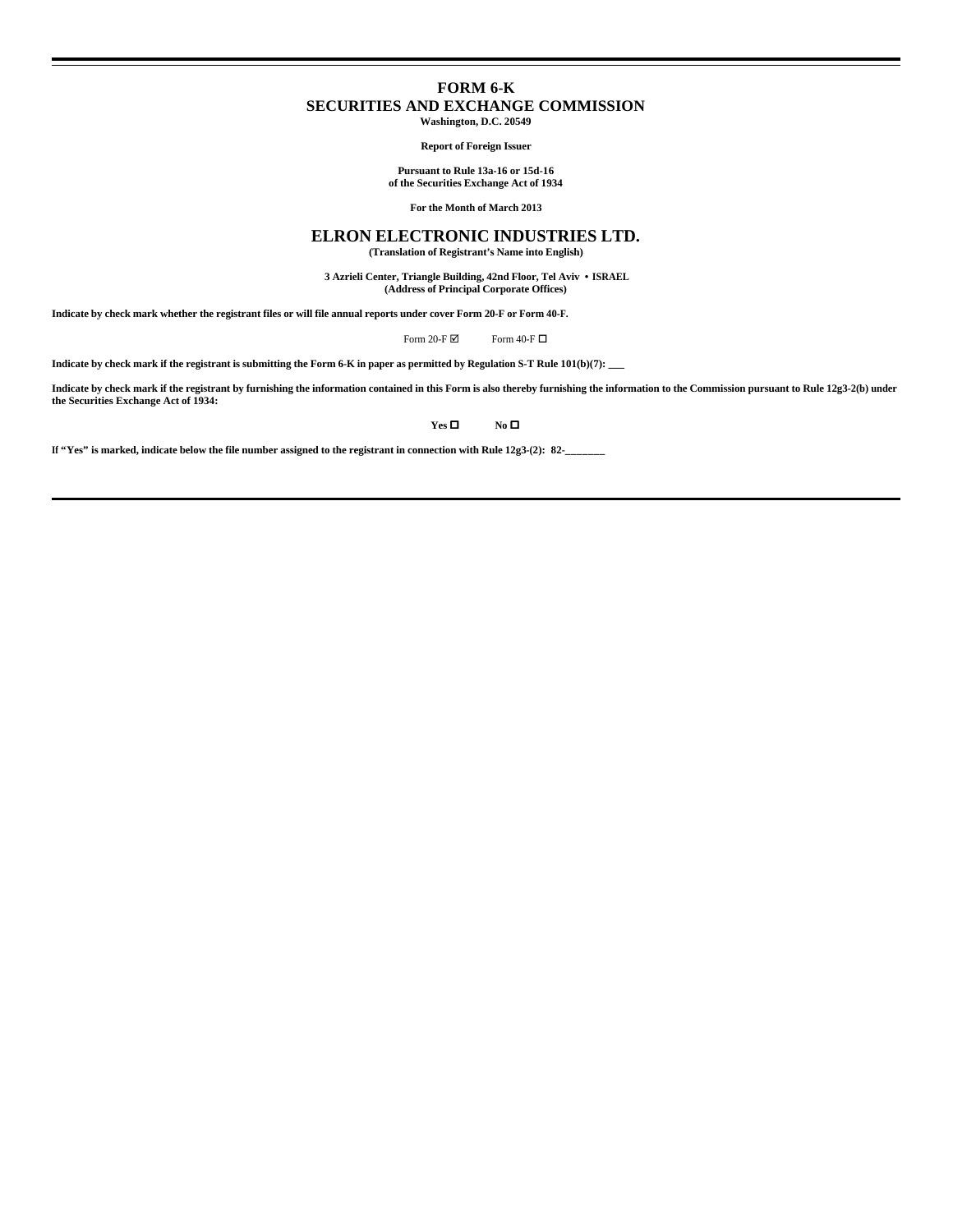# FORM 6-K

## SECURITIES AND EXCHANGE COMMISSION

**Washington, D.C. 20549**

**Report of Foreign Issuer**

**Pursuant to Rule 13a-16 or 15d-16**
**of the Securities Exchange Act of 1934**

**For the Month of March 2013**

# ELRON ELECTRONIC INDUSTRIES LTD.

**(Translation of Registrant's Name into English)**

**3 Azrieli Center, Triangle Building, 42nd Floor, Tel Aviv • ISRAEL**
**(Address of Principal Corporate Offices)**

**Indicate by check mark whether the registrant files or will file annual reports under cover Form 20-F or Form 40-F.**

Form 20-F ☑ Form 40-F ☐

**Indicate by check mark if the registrant is submitting the Form 6-K in paper as permitted by Regulation S-T Rule 101(b)(7): \_\_\_**

**Indicate by check mark if the registrant by furnishing the information contained in this Form is also thereby furnishing the information to the Commission pursuant to Rule 12g3-2(b) under the Securities Exchange Act of 1934:**

**Yes** ☐ **No** ☐

**If "Yes" is marked, indicate below the file number assigned to the registrant in connection with Rule 12g3-(2): 82-\_\_\_\_\_\_\_**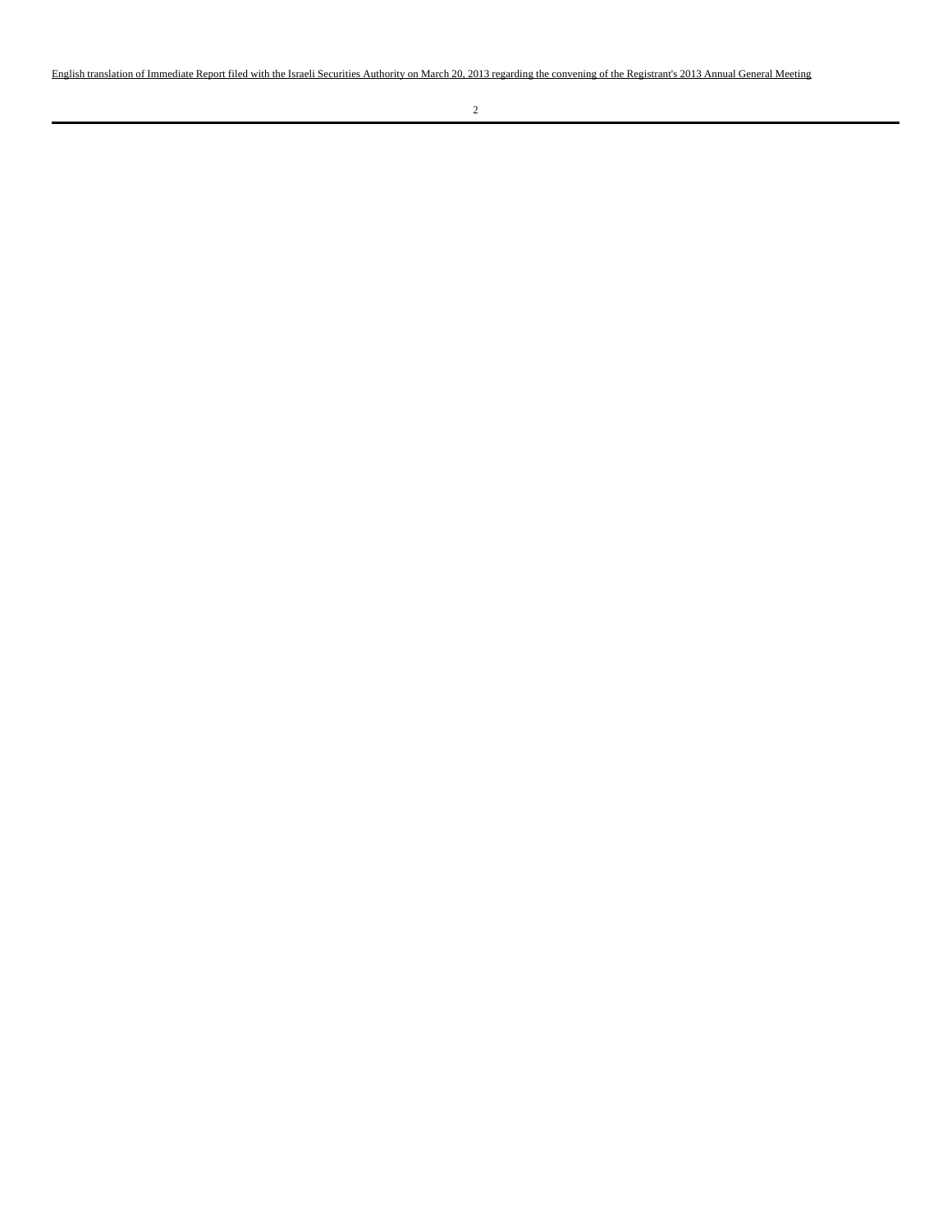English translation of Immediate Report filed with the Israeli Securities Authority on March 20, 2013 regarding the convening of the Registrant's 2013 Annual General Meeting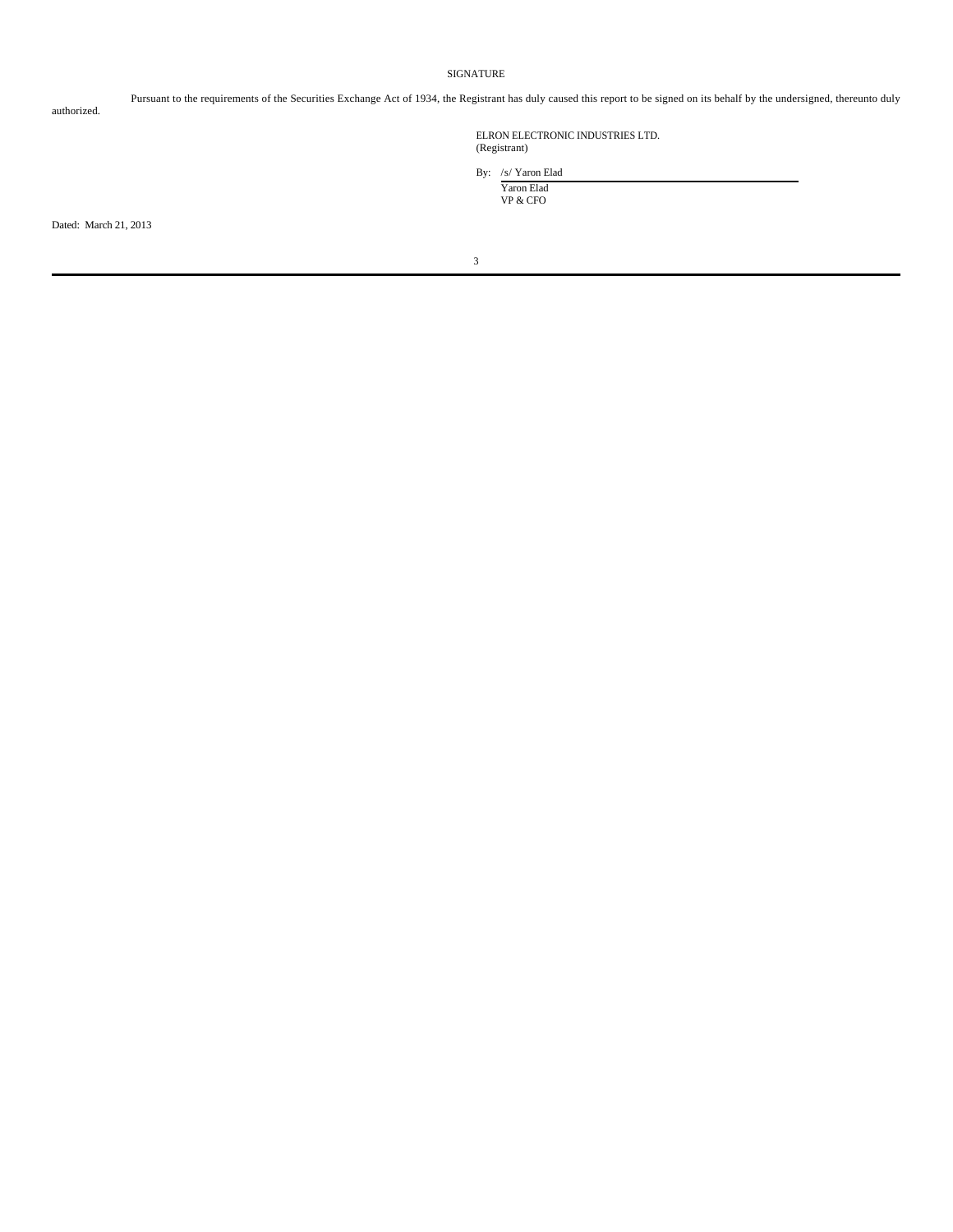# SIGNATURE

Pursuant to the requirements of the Securities Exchange Act of 1934, the Registrant has duly caused this report to be signed on its behalf by the undersigned, thereunto duly authorized.

ELRON ELECTRONIC INDUSTRIES LTD.
(Registrant)

By: /s/ Yaron Elad
Yaron Elad
VP & CFO

Dated: March 21, 2013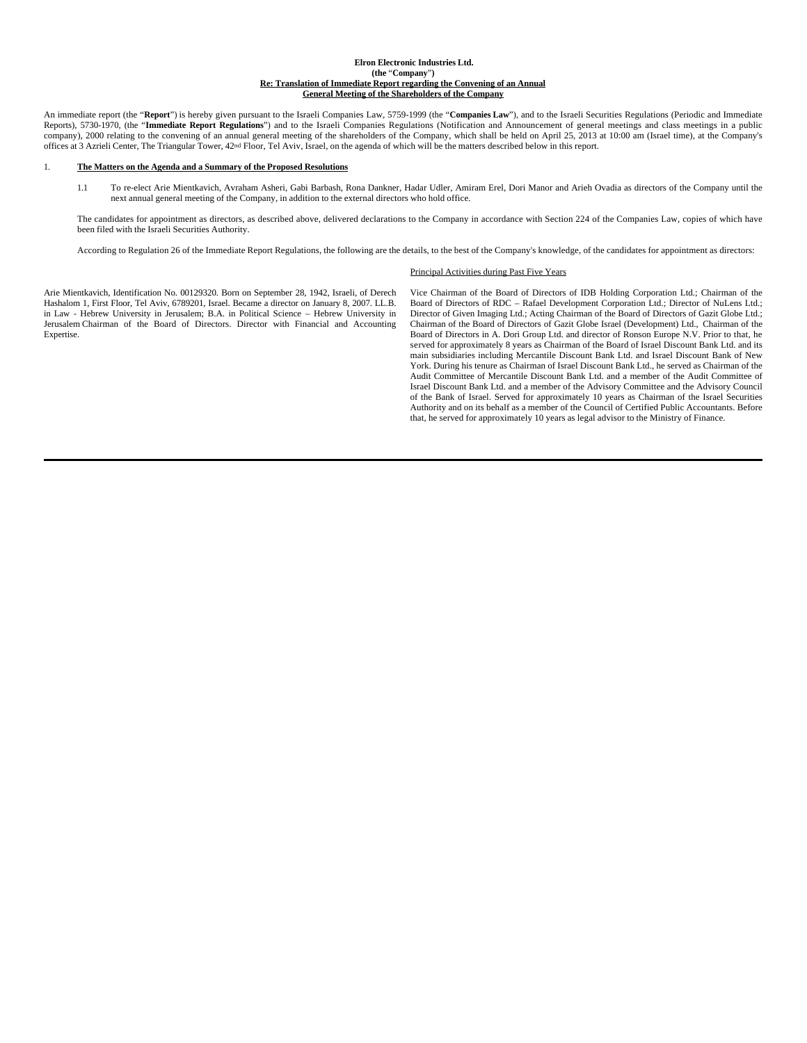**Elron Electronic Industries Ltd.**
**(the "Company")**
**Re: Translation of Immediate Report regarding the Convening of an Annual General Meeting of the Shareholders of the Company**

An immediate report (the "**Report**") is hereby given pursuant to the Israeli Companies Law, 5759-1999 (the "**Companies Law**"), and to the Israeli Securities Regulations (Periodic and Immediate Reports), 5730-1970, (the "**Immediate Report Regulations**") and to the Israeli Companies Regulations (Notification and Announcement of general meetings and class meetings in a public company), 2000 relating to the convening of an annual general meeting of the shareholders of the Company, which shall be held on April 25, 2013 at 10:00 am (Israel time), at the Company's offices at 3 Azrieli Center, The Triangular Tower, 42nd Floor, Tel Aviv, Israel, on the agenda of which will be the matters described below in this report.

1. **The Matters on the Agenda and a Summary of the Proposed Resolutions**

1.1 To re-elect Arie Mientkavich, Avraham Asheri, Gabi Barbash, Rona Dankner, Hadar Udler, Amiram Erel, Dori Manor and Arieh Ovadia as directors of the Company until the next annual general meeting of the Company, in addition to the external directors who hold office.

The candidates for appointment as directors, as described above, delivered declarations to the Company in accordance with Section 224 of the Companies Law, copies of which have been filed with the Israeli Securities Authority.

According to Regulation 26 of the Immediate Report Regulations, the following are the details, to the best of the Company's knowledge, of the candidates for appointment as directors:

| | Principal Activities during Past Five Years |
|---|---|
| Arie Mientkavich, Identification No. 00129320. Born on September 28, 1942, Israeli, of Derech Hashalom 1, First Floor, Tel Aviv, 6789201, Israel. Became a director on January 8, 2007. LL.B. in Law - Hebrew University in Jerusalem; B.A. in Political Science – Hebrew University in Jerusalem Chairman of the Board of Directors. Director with Financial and Accounting Expertise. | Vice Chairman of the Board of Directors of IDB Holding Corporation Ltd.; Chairman of the Board of Directors of RDC – Rafael Development Corporation Ltd.; Director of NuLens Ltd.; Director of Given Imaging Ltd.; Acting Chairman of the Board of Directors of Gazit Globe Ltd.; Chairman of the Board of Directors of Gazit Globe Israel (Development) Ltd., Chairman of the Board of Directors in A. Dori Group Ltd. and director of Ronson Europe N.V. Prior to that, he served for approximately 8 years as Chairman of the Board of Israel Discount Bank Ltd. and its main subsidiaries including Mercantile Discount Bank Ltd. and Israel Discount Bank of New York. During his tenure as Chairman of Israel Discount Bank Ltd., he served as Chairman of the Audit Committee of Mercantile Discount Bank Ltd. and a member of the Audit Committee of Israel Discount Bank Ltd. and a member of the Advisory Committee and the Advisory Council of the Bank of Israel. Served for approximately 10 years as Chairman of the Israel Securities Authority and on its behalf as a member of the Council of Certified Public Accountants. Before that, he served for approximately 10 years as legal advisor to the Ministry of Finance. |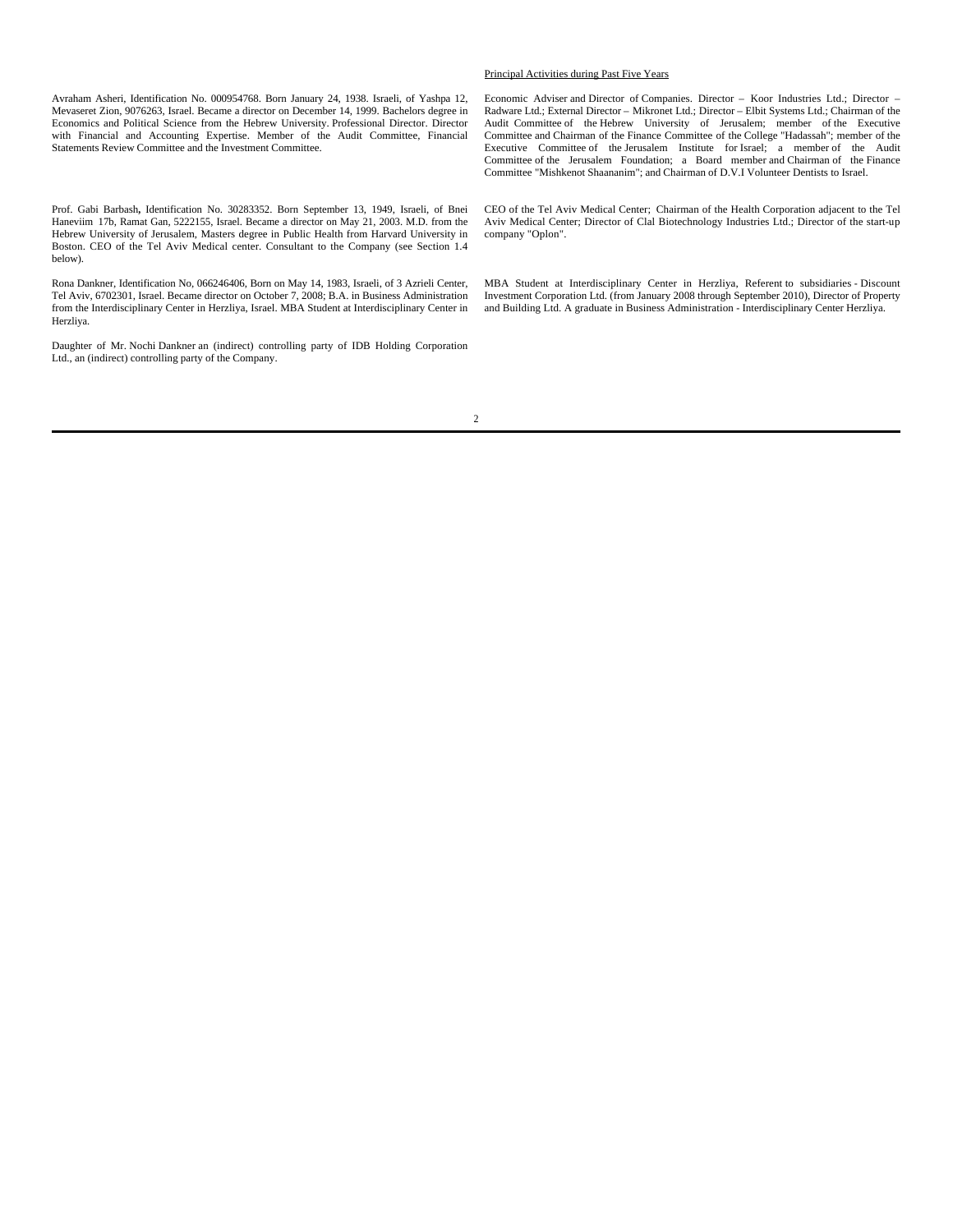| | Principal Activities during Past Five Years |
|---|---|
| Avraham Asheri, Identification No. 000954768. Born January 24, 1938. Israeli, of Yashpa 12, Mevaseret Zion, 9076263, Israel. Became a director on December 14, 1999. Bachelors degree in Economics and Political Science from the Hebrew University. Professional Director. Director with Financial and Accounting Expertise. Member of the Audit Committee, Financial Statements Review Committee and the Investment Committee. | Economic Adviser and Director of Companies. Director – Koor Industries Ltd.; Director – Radware Ltd.; External Director – Mikronet Ltd.; Director – Elbit Systems Ltd.; Chairman of the Audit Committee of the Hebrew University of Jerusalem; member of the Executive Committee and Chairman of the Finance Committee of the College "Hadassah"; member of the Executive Committee of the Jerusalem Institute for Israel; a member of the Audit Committee of the Jerusalem Foundation; a Board member and Chairman of the Finance Committee "Mishkenot Shaananim"; and Chairman of D.V.I Volunteer Dentists to Israel. |
| Prof. Gabi Barbash**,** Identification No. 30283352. Born September 13, 1949, Israeli, of Bnei Haneviim 17b, Ramat Gan, 5222155, Israel. Became a director on May 21, 2003. M.D. from the Hebrew University of Jerusalem, Masters degree in Public Health from Harvard University in Boston. CEO of the Tel Aviv Medical center. Consultant to the Company (see Section 1.4 below). | CEO of the Tel Aviv Medical Center; Chairman of the Health Corporation adjacent to the Tel Aviv Medical Center; Director of Clal Biotechnology Industries Ltd.; Director of the start-up company "Oplon". |
| Rona Dankner, Identification No, 066246406, Born on May 14, 1983, Israeli, of 3 Azrieli Center, Tel Aviv, 6702301, Israel. Became director on October 7, 2008; B.A. in Business Administration from the Interdisciplinary Center in Herzliya, Israel. MBA Student at Interdisciplinary Center in Herzliya.<br><br>Daughter of Mr. Nochi Dankner an (indirect) controlling party of IDB Holding Corporation Ltd., an (indirect) controlling party of the Company. | MBA Student at Interdisciplinary Center in Herzliya, Referent to subsidiaries - Discount Investment Corporation Ltd. (from January 2008 through September 2010), Director of Property and Building Ltd. A graduate in Business Administration - Interdisciplinary Center Herzliya. |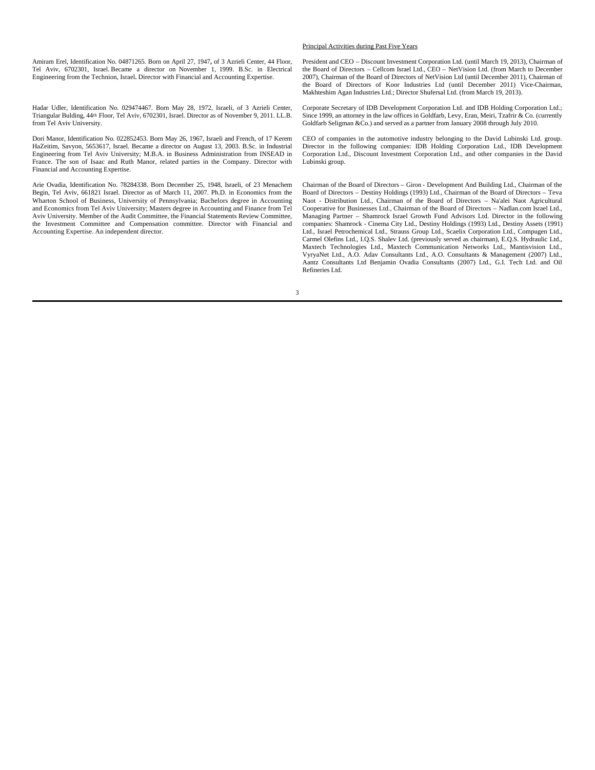| | Principal Activities during Past Five Years |
|---|---|
| Amiram Erel, Identification No. 04871265. Born on April 27, 1947, of 3 Azrieli Center, 44 Floor, Tel Aviv, 6702301, Israel. Became a director on November 1, 1999. B.Sc. in Electrical Engineering from the Technion, Israel. Director with Financial and Accounting Expertise. | President and CEO – Discount Investment Corporation Ltd. (until March 19, 2013), Chairman of the Board of Directors – Cellcom Israel Ltd., CEO – NetVision Ltd. (from March to December 2007), Chairman of the Board of Directors of NetVision Ltd (until December 2011), Chairman of the Board of Directors of Koor Industries Ltd (until December 2011) Vice-Chairman, Makhteshim Agan Industries Ltd.; Director Shufersal Ltd. (from March 19, 2013). |
| Hadar Udler, Identification No. 029474467. Born May 28, 1972, Israeli, of 3 Azrieli Center, Triangular Bulding, 44th Floor, Tel Aviv, 6702301, Israel. Director as of November 9, 2011. LL.B. from Tel Aviv University. | Corporate Secretary of IDB Development Corporation Ltd. and IDB Holding Corporation Ltd.; Since 1999, an attorney in the law offices in Goldfarb, Levy, Eran, Meiri, Tzafrir & Co. (currently Goldfarb Seligman &Co.) and served as a partner from January 2008 through July 2010. |
| Dori Manor, Identification No. 022852453. Born May 26, 1967, Israeli and French, of 17 Kerem HaZeitim, Savyon, 5653617, Israel. Became a director on August 13, 2003. B.Sc. in Industrial Engineering from Tel Aviv University; M.B.A. in Business Administration from INSEAD in France. The son of Isaac and Ruth Manor, related parties in the Company. Director with Financial and Accounting Expertise. | CEO of companies in the automotive industry belonging to the David Lubinski Ltd. group. Director in the following companies: IDB Holding Corporation Ltd., IDB Development Corporation Ltd., Discount Investment Corporation Ltd., and other companies in the David Lubinski group. |
| Arie Ovadia, Identification No. 78284338. Born December 25, 1948, Israeli, of 23 Menachem Begin, Tel Aviv, 661821 Israel. Director as of March 11, 2007. Ph.D. in Economics from the Wharton School of Business, University of Pennsylvania; Bachelors degree in Accounting and Economics from Tel Aviv University; Masters degree in Accounting and Finance from Tel Aviv University. Member of the Audit Committee, the Financial Statements Review Committee, the Investment Committee and Compensation committee. Director with Financial and Accounting Expertise. An independent director. | Chairman of the Board of Directors – Giron - Development And Building Ltd., Chairman of the Board of Directors – Destiny Holdings (1993) Ltd., Chairman of the Board of Directors – Teva Naot - Distribution Ltd., Chairman of the Board of Directors – Na'alei Naot Agricultural Cooperative for Businesses Ltd., Chairman of the Board of Directors – Nadlan.com Israel Ltd., Managing Partner – Shamrock Israel Growth Fund Advisors Ltd. Director in the following companies: Shamrock - Cinema City Ltd., Destiny Holdings (1993) Ltd., Destiny Assets (1991) Ltd., Israel Petrochemical Ltd., Strauss Group Ltd., Scaelix Corporation Ltd., Compugen Ltd., Carmel Olefins Ltd., I.Q.S. Shalev Ltd. (previously served as chairman), E.Q.S. Hydraulic Ltd., Maxtech Technologies Ltd., Maxtech Communication Networks Ltd., Mantisvision Ltd., VyryaNet Ltd., A.O. Adav Consultants Ltd., A.O. Consultants & Management (2007) Ltd., Aantz Consultants Ltd Benjamin Ovadia Consultants (2007) Ltd., G.I. Tech Ltd. and Oil Refineries Ltd. |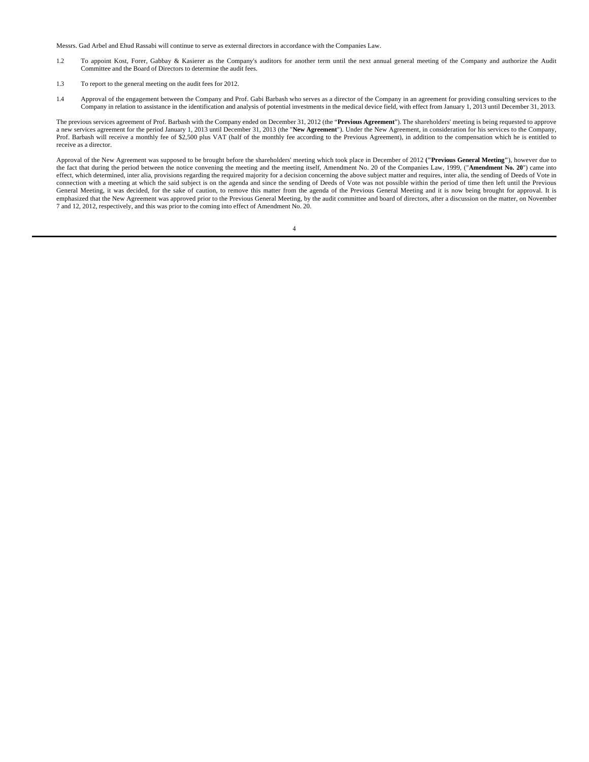Messrs. Gad Arbel and Ehud Rassabi will continue to serve as external directors in accordance with the Companies Law.

1.2 To appoint Kost, Forer, Gabbay & Kasierer as the Company's auditors for another term until the next annual general meeting of the Company and authorize the Audit Committee and the Board of Directors to determine the audit fees.

1.3 To report to the general meeting on the audit fees for 2012.

1.4 Approval of the engagement between the Company and Prof. Gabi Barbash who serves as a director of the Company in an agreement for providing consulting services to the Company in relation to assistance in the identification and analysis of potential investments in the medical device field, with effect from January 1, 2013 until December 31, 2013.

The previous services agreement of Prof. Barbash with the Company ended on December 31, 2012 (the "**Previous Agreement**"). The shareholders' meeting is being requested to approve a new services agreement for the period January 1, 2013 until December 31, 2013 (the "**New Agreement**"). Under the New Agreement, in consideration for his services to the Company, Prof. Barbash will receive a monthly fee of $2,500 plus VAT (half of the monthly fee according to the Previous Agreement), in addition to the compensation which he is entitled to receive as a director.

Approval of the New Agreement was supposed to be brought before the shareholders' meeting which took place in December of 2012 **("Previous General Meeting")**, however due to the fact that during the period between the notice convening the meeting and the meeting itself, Amendment No. 20 of the Companies Law, 1999, ("**Amendment No. 20**") came into effect, which determined, inter alia, provisions regarding the required majority for a decision concerning the above subject matter and requires, inter alia, the sending of Deeds of Vote in connection with a meeting at which the said subject is on the agenda and since the sending of Deeds of Vote was not possible within the period of time then left until the Previous General Meeting, it was decided, for the sake of caution, to remove this matter from the agenda of the Previous General Meeting and it is now being brought for approval. It is emphasized that the New Agreement was approved prior to the Previous General Meeting, by the audit committee and board of directors, after a discussion on the matter, on November 7 and 12, 2012, respectively, and this was prior to the coming into effect of Amendment No. 20.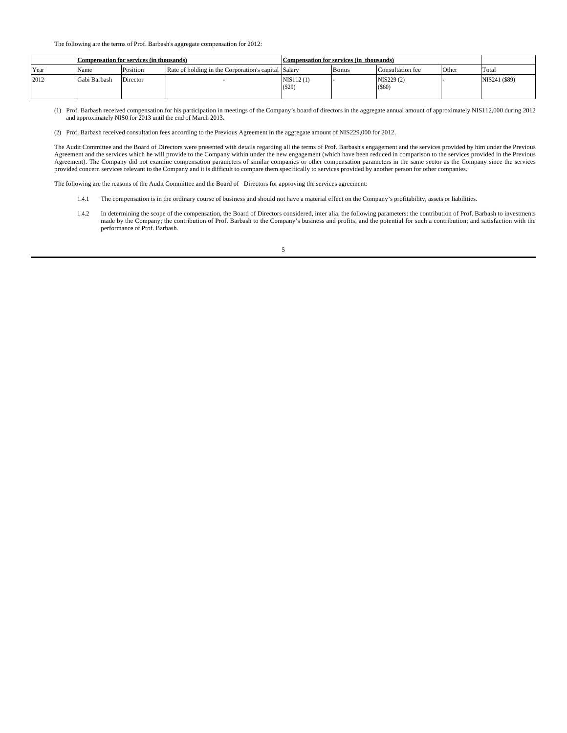The following are the terms of Prof. Barbash's aggregate compensation for 2012:

| | Compensation for services (in thousands) | | | Compensation for services (in thousands) | | | | |
|---|---|---|---|---|---|---|---|---|
| Year | Name | Position | Rate of holding in the Corporation's capital | Salary | Bonus | Consultation fee | Other | Total |
| 2012 | Gabi Barbash | Director | - | NIS112 (1) ($29) | - | NIS229 (2) ($60) | - | NIS241 ($89) |

(1) Prof. Barbash received compensation for his participation in meetings of the Company's board of directors in the aggregate annual amount of approximately NIS112,000 during 2012 and approximately NIS0 for 2013 until the end of March 2013.

(2) Prof. Barbash received consultation fees according to the Previous Agreement in the aggregate amount of NIS229,000 for 2012.

The Audit Committee and the Board of Directors were presented with details regarding all the terms of Prof. Barbash's engagement and the services provided by him under the Previous Agreement and the services which he will provide to the Company within under the new engagement (which have been reduced in comparison to the services provided in the Previous Agreement). The Company did not examine compensation parameters of similar companies or other compensation parameters in the same sector as the Company since the services provided concern services relevant to the Company and it is difficult to compare them specifically to services provided by another person for other companies.

The following are the reasons of the Audit Committee and the Board of Directors for approving the services agreement:

1.4.1 The compensation is in the ordinary course of business and should not have a material effect on the Company's profitability, assets or liabilities.

1.4.2 In determining the scope of the compensation, the Board of Directors considered, inter alia, the following parameters: the contribution of Prof. Barbash to investments made by the Company; the contribution of Prof. Barbash to the Company's business and profits, and the potential for such a contribution; and satisfaction with the performance of Prof. Barbash.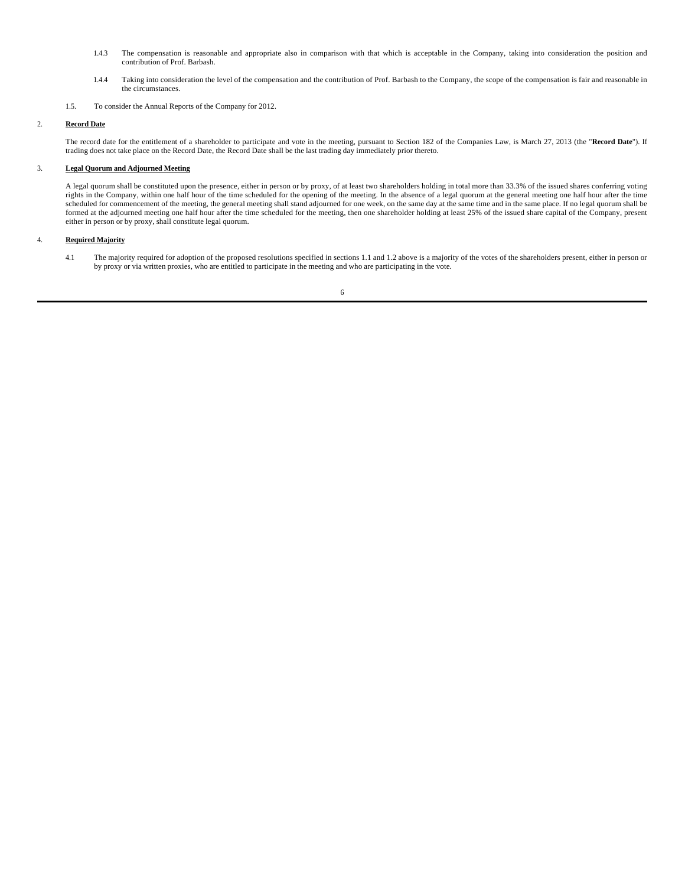1.4.3 The compensation is reasonable and appropriate also in comparison with that which is acceptable in the Company, taking into consideration the position and contribution of Prof. Barbash.

1.4.4 Taking into consideration the level of the compensation and the contribution of Prof. Barbash to the Company, the scope of the compensation is fair and reasonable in the circumstances.

1.5. To consider the Annual Reports of the Company for 2012.

2. **Record Date**

The record date for the entitlement of a shareholder to participate and vote in the meeting, pursuant to Section 182 of the Companies Law, is March 27, 2013 (the "**Record Date**"). If trading does not take place on the Record Date, the Record Date shall be the last trading day immediately prior thereto.

3. **Legal Quorum and Adjourned Meeting**

A legal quorum shall be constituted upon the presence, either in person or by proxy, of at least two shareholders holding in total more than 33.3% of the issued shares conferring voting rights in the Company, within one half hour of the time scheduled for the opening of the meeting. In the absence of a legal quorum at the general meeting one half hour after the time scheduled for commencement of the meeting, the general meeting shall stand adjourned for one week, on the same day at the same time and in the same place. If no legal quorum shall be formed at the adjourned meeting one half hour after the time scheduled for the meeting, then one shareholder holding at least 25% of the issued share capital of the Company, present either in person or by proxy, shall constitute legal quorum.

4. **Required Majority**

4.1 The majority required for adoption of the proposed resolutions specified in sections 1.1 and 1.2 above is a majority of the votes of the shareholders present, either in person or by proxy or via written proxies, who are entitled to participate in the meeting and who are participating in the vote.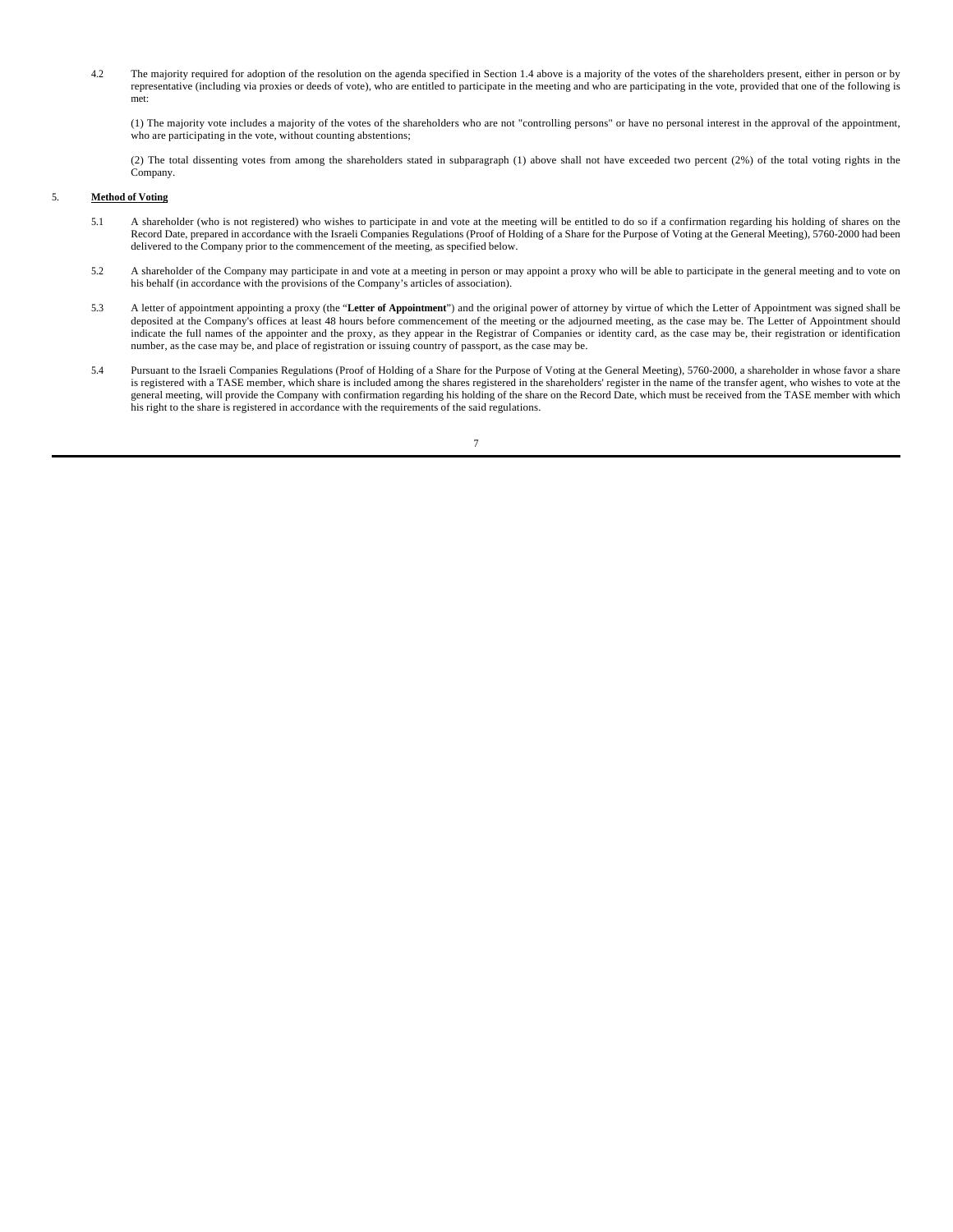4.2 The majority required for adoption of the resolution on the agenda specified in Section 1.4 above is a majority of the votes of the shareholders present, either in person or by representative (including via proxies or deeds of vote), who are entitled to participate in the meeting and who are participating in the vote, provided that one of the following is met:

(1) The majority vote includes a majority of the votes of the shareholders who are not "controlling persons" or have no personal interest in the approval of the appointment, who are participating in the vote, without counting abstentions;

(2) The total dissenting votes from among the shareholders stated in subparagraph (1) above shall not have exceeded two percent (2%) of the total voting rights in the Company.

5. **Method of Voting**

5.1 A shareholder (who is not registered) who wishes to participate in and vote at the meeting will be entitled to do so if a confirmation regarding his holding of shares on the Record Date, prepared in accordance with the Israeli Companies Regulations (Proof of Holding of a Share for the Purpose of Voting at the General Meeting), 5760-2000 had been delivered to the Company prior to the commencement of the meeting, as specified below.

5.2 A shareholder of the Company may participate in and vote at a meeting in person or may appoint a proxy who will be able to participate in the general meeting and to vote on his behalf (in accordance with the provisions of the Company's articles of association).

5.3 A letter of appointment appointing a proxy (the "**Letter of Appointment**") and the original power of attorney by virtue of which the Letter of Appointment was signed shall be deposited at the Company's offices at least 48 hours before commencement of the meeting or the adjourned meeting, as the case may be. The Letter of Appointment should indicate the full names of the appointer and the proxy, as they appear in the Registrar of Companies or identity card, as the case may be, their registration or identification number, as the case may be, and place of registration or issuing country of passport, as the case may be.

5.4 Pursuant to the Israeli Companies Regulations (Proof of Holding of a Share for the Purpose of Voting at the General Meeting), 5760-2000, a shareholder in whose favor a share is registered with a TASE member, which share is included among the shares registered in the shareholders' register in the name of the transfer agent, who wishes to vote at the general meeting, will provide the Company with confirmation regarding his holding of the share on the Record Date, which must be received from the TASE member with which his right to the share is registered in accordance with the requirements of the said regulations.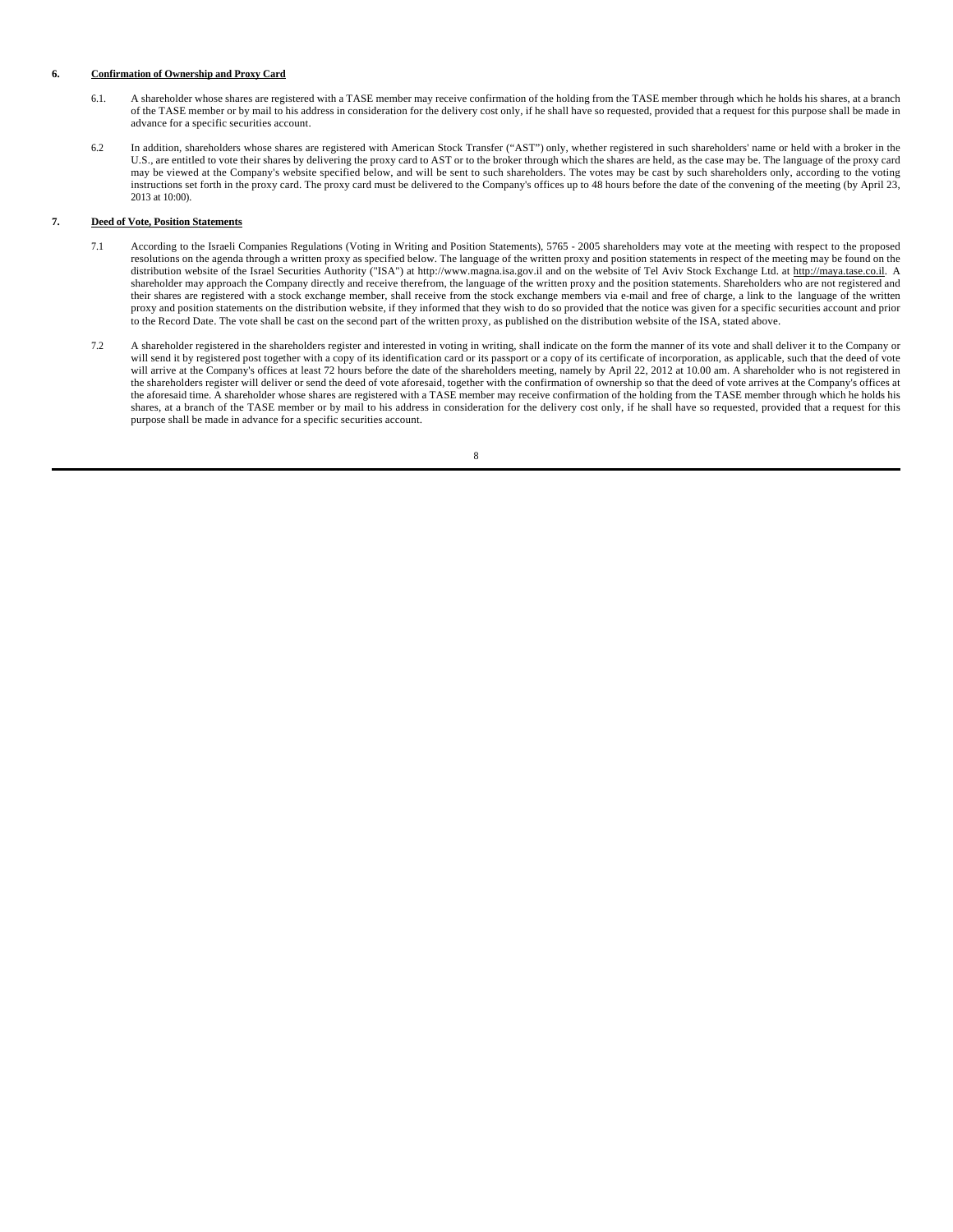## 6. Confirmation of Ownership and Proxy Card

6.1. A shareholder whose shares are registered with a TASE member may receive confirmation of the holding from the TASE member through which he holds his shares, at a branch of the TASE member or by mail to his address in consideration for the delivery cost only, if he shall have so requested, provided that a request for this purpose shall be made in advance for a specific securities account.

6.2 In addition, shareholders whose shares are registered with American Stock Transfer ("AST") only, whether registered in such shareholders' name or held with a broker in the U.S., are entitled to vote their shares by delivering the proxy card to AST or to the broker through which the shares are held, as the case may be. The language of the proxy card may be viewed at the Company's website specified below, and will be sent to such shareholders. The votes may be cast by such shareholders only, according to the voting instructions set forth in the proxy card. The proxy card must be delivered to the Company's offices up to 48 hours before the date of the convening of the meeting (by April 23, 2013 at 10:00).

## 7. Deed of Vote, Position Statements

7.1 According to the Israeli Companies Regulations (Voting in Writing and Position Statements), 5765 - 2005 shareholders may vote at the meeting with respect to the proposed resolutions on the agenda through a written proxy as specified below. The language of the written proxy and position statements in respect of the meeting may be found on the distribution website of the Israel Securities Authority ("ISA") at http://www.magna.isa.gov.il and on the website of Tel Aviv Stock Exchange Ltd. at http://maya.tase.co.il. A shareholder may approach the Company directly and receive therefrom, the language of the written proxy and the position statements. Shareholders who are not registered and their shares are registered with a stock exchange member, shall receive from the stock exchange members via e-mail and free of charge, a link to the language of the written proxy and position statements on the distribution website, if they informed that they wish to do so provided that the notice was given for a specific securities account and prior to the Record Date. The vote shall be cast on the second part of the written proxy, as published on the distribution website of the ISA, stated above.

7.2 A shareholder registered in the shareholders register and interested in voting in writing, shall indicate on the form the manner of its vote and shall deliver it to the Company or will send it by registered post together with a copy of its identification card or its passport or a copy of its certificate of incorporation, as applicable, such that the deed of vote will arrive at the Company's offices at least 72 hours before the date of the shareholders meeting, namely by April 22, 2012 at 10.00 am. A shareholder who is not registered in the shareholders register will deliver or send the deed of vote aforesaid, together with the confirmation of ownership so that the deed of vote arrives at the Company's offices at the aforesaid time. A shareholder whose shares are registered with a TASE member may receive confirmation of the holding from the TASE member through which he holds his shares, at a branch of the TASE member or by mail to his address in consideration for the delivery cost only, if he shall have so requested, provided that a request for this purpose shall be made in advance for a specific securities account.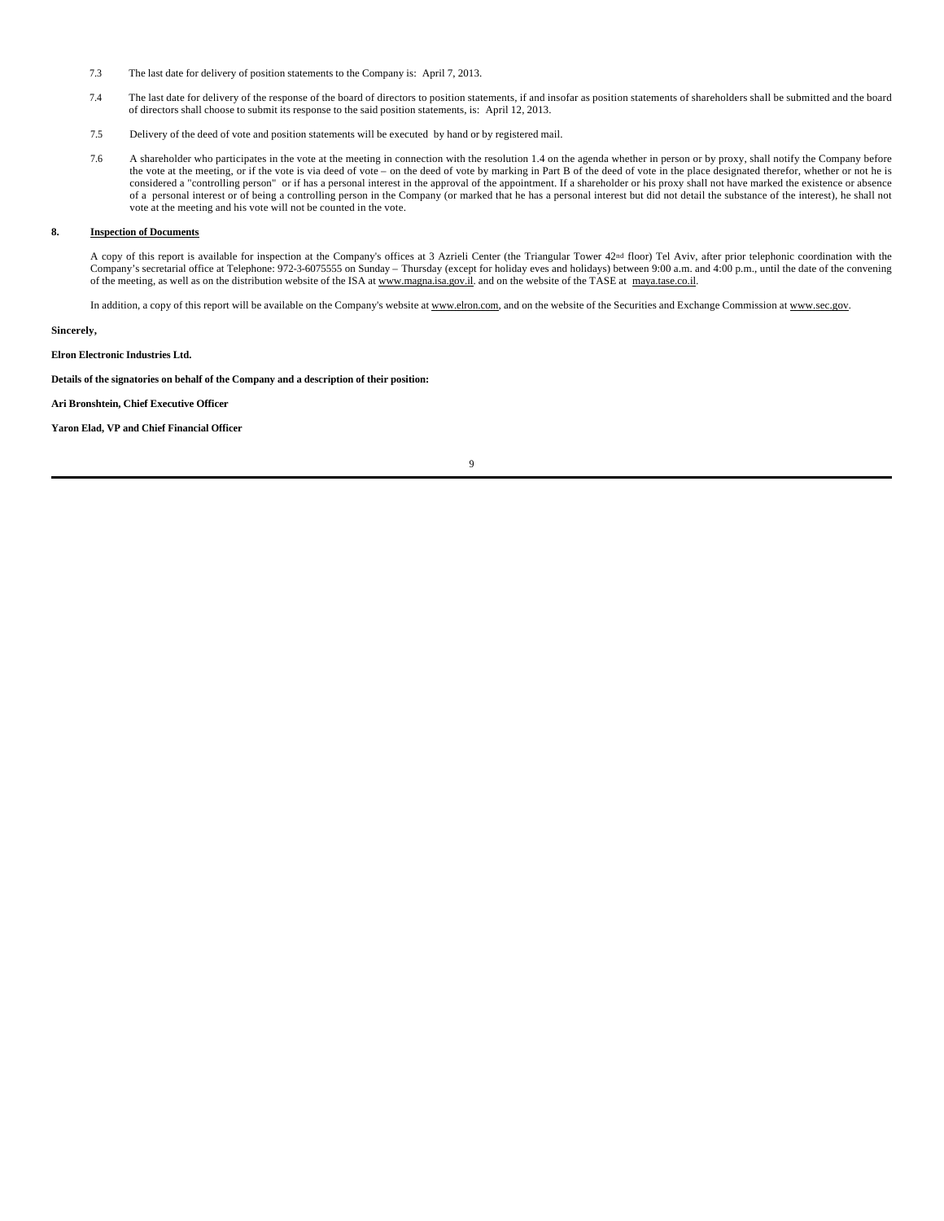7.3 The last date for delivery of position statements to the Company is: April 7, 2013.

7.4 The last date for delivery of the response of the board of directors to position statements, if and insofar as position statements of shareholders shall be submitted and the board of directors shall choose to submit its response to the said position statements, is: April 12, 2013.

7.5 Delivery of the deed of vote and position statements will be executed by hand or by registered mail.

7.6 A shareholder who participates in the vote at the meeting in connection with the resolution 1.4 on the agenda whether in person or by proxy, shall notify the Company before the vote at the meeting, or if the vote is via deed of vote – on the deed of vote by marking in Part B of the deed of vote in the place designated therefor, whether or not he is considered a "controlling person" or if has a personal interest in the approval of the appointment. If a shareholder or his proxy shall not have marked the existence or absence of a personal interest or of being a controlling person in the Company (or marked that he has a personal interest but did not detail the substance of the interest), he shall not vote at the meeting and his vote will not be counted in the vote.

## 8. Inspection of Documents

A copy of this report is available for inspection at the Company's offices at 3 Azrieli Center (the Triangular Tower 42nd floor) Tel Aviv, after prior telephonic coordination with the Company's secretarial office at Telephone: 972-3-6075555 on Sunday – Thursday (except for holiday eves and holidays) between 9:00 a.m. and 4:00 p.m., until the date of the convening of the meeting, as well as on the distribution website of the ISA at www.magna.isa.gov.il. and on the website of the TASE at maya.tase.co.il.

In addition, a copy of this report will be available on the Company's website at www.elron.com, and on the website of the Securities and Exchange Commission at www.sec.gov.

**Sincerely,**

**Elron Electronic Industries Ltd.**

**Details of the signatories on behalf of the Company and a description of their position:**

**Ari Bronshtein, Chief Executive Officer**

**Yaron Elad, VP and Chief Financial Officer**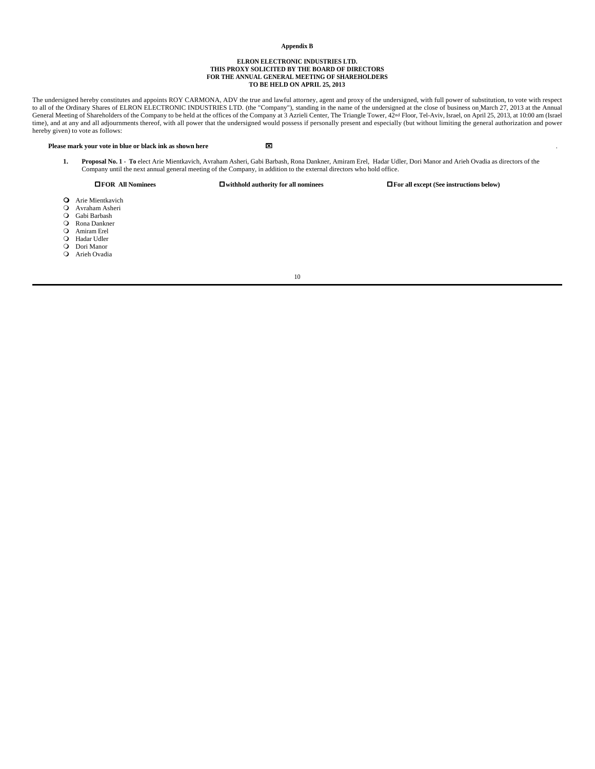**Appendix B**

**ELRON ELECTRONIC INDUSTRIES LTD.**
**THIS PROXY SOLICITED BY THE BOARD OF DIRECTORS**
**FOR THE ANNUAL GENERAL MEETING OF SHAREHOLDERS**
**TO BE HELD ON APRIL 25, 2013**

The undersigned hereby constitutes and appoints ROY CARMONA, ADV the true and lawful attorney, agent and proxy of the undersigned, with full power of substitution, to vote with respect to all of the Ordinary Shares of ELRON ELECTRONIC INDUSTRIES LTD. (the "Company"), standing in the name of the undersigned at the close of business on March 27, 2013 at the Annual General Meeting of Shareholders of the Company to be held at the offices of the Company at 3 Azrieli Center, The Triangle Tower, 42nd Floor, Tel-Aviv, Israel, on April 25, 2013, at 10:00 am (Israel time), and at any and all adjournments thereof, with all power that the undersigned would possess if personally present and especially (but without limiting the general authorization and power hereby given) to vote as follows:

**Please mark your vote in blue or black ink as shown here** ☒

1. **Proposal No. 1** - **To** elect Arie Mientkavich, Avraham Asheri, Gabi Barbash, Rona Dankner, Amiram Erel, Hadar Udler, Dori Manor and Arieh Ovadia as directors of the Company until the next annual general meeting of the Company, in addition to the external directors who hold office.

☐ **FOR All Nominees** ☐ **withhold authority for all nominees** ☐ **For all except (See instructions below)**

- ○ Arie Mientkavich
- ○ Avraham Asheri
- ○ Gabi Barbash
- ○ Rona Dankner
- ○ Amiram Erel
- ○ Hadar Udler
- ○ Dori Manor
- ○ Arieh Ovadia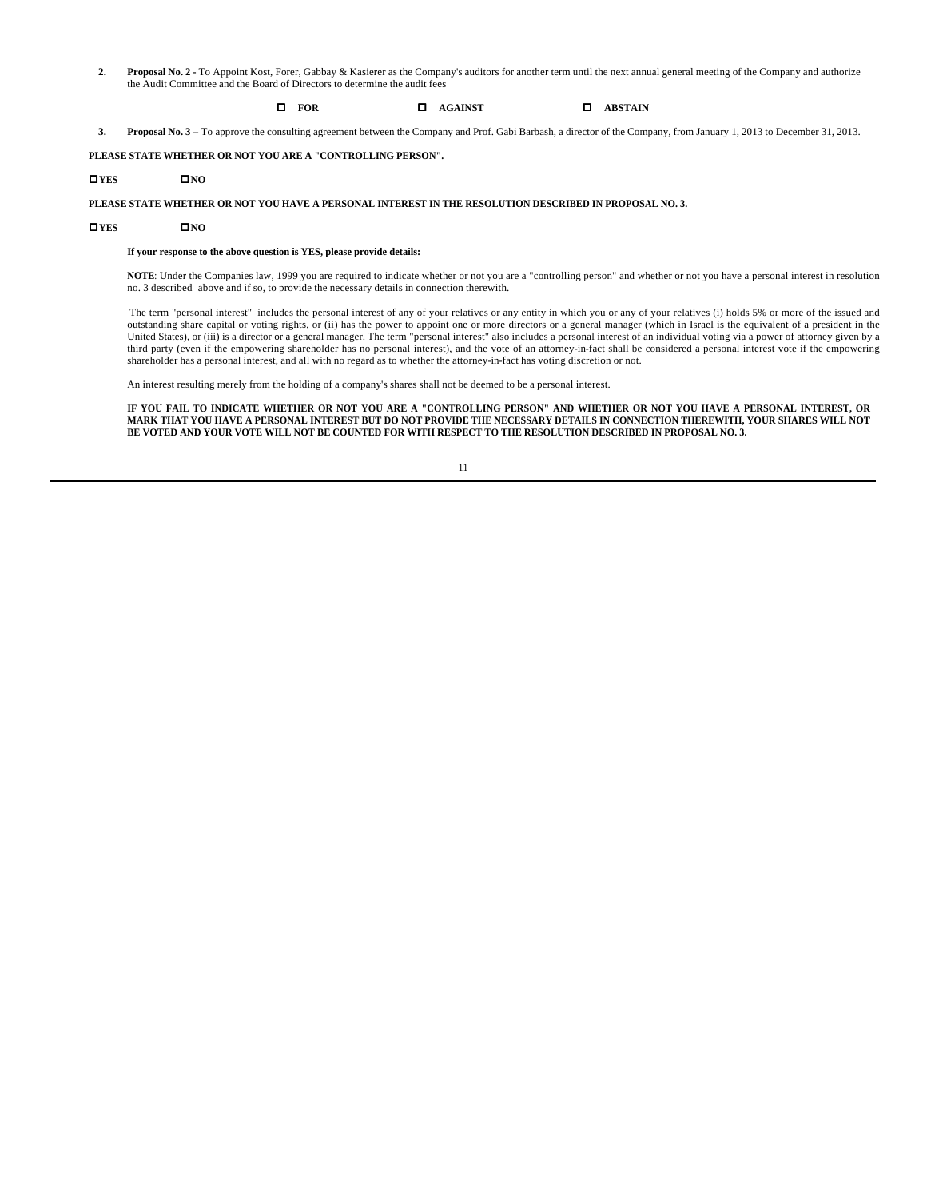2. **Proposal No. 2 -** To Appoint Kost, Forer, Gabbay & Kasierer as the Company's auditors for another term until the next annual general meeting of the Company and authorize the Audit Committee and the Board of Directors to determine the audit fees

☐ **FOR** ☐ **AGAINST** ☐ **ABSTAIN**

3. **Proposal No. 3** – To approve the consulting agreement between the Company and Prof. Gabi Barbash, a director of the Company, from January 1, 2013 to December 31, 2013.

**PLEASE STATE WHETHER OR NOT YOU ARE A "CONTROLLING PERSON".**

☐**YES** ☐**NO**

**PLEASE STATE WHETHER OR NOT YOU HAVE A PERSONAL INTEREST IN THE RESOLUTION DESCRIBED IN PROPOSAL NO. 3.**

☐**YES** ☐**NO**

**If your response to the above question is YES, please provide details:**\_\_\_\_\_\_\_\_\_\_\_\_\_\_\_\_\_\_\_\_

**NOTE**: Under the Companies law, 1999 you are required to indicate whether or not you are a "controlling person" and whether or not you have a personal interest in resolution no. 3 described above and if so, to provide the necessary details in connection therewith.

The term "personal interest" includes the personal interest of any of your relatives or any entity in which you or any of your relatives (i) holds 5% or more of the issued and outstanding share capital or voting rights, or (ii) has the power to appoint one or more directors or a general manager (which in Israel is the equivalent of a president in the United States), or (iii) is a director or a general manager. The term "personal interest" also includes a personal interest of an individual voting via a power of attorney given by a third party (even if the empowering shareholder has no personal interest), and the vote of an attorney-in-fact shall be considered a personal interest vote if the empowering shareholder has a personal interest, and all with no regard as to whether the attorney-in-fact has voting discretion or not.

An interest resulting merely from the holding of a company's shares shall not be deemed to be a personal interest.

**IF YOU FAIL TO INDICATE WHETHER OR NOT YOU ARE A "CONTROLLING PERSON" AND WHETHER OR NOT YOU HAVE A PERSONAL INTEREST, OR MARK THAT YOU HAVE A PERSONAL INTEREST BUT DO NOT PROVIDE THE NECESSARY DETAILS IN CONNECTION THEREWITH, YOUR SHARES WILL NOT BE VOTED AND YOUR VOTE WILL NOT BE COUNTED FOR WITH RESPECT TO THE RESOLUTION DESCRIBED IN PROPOSAL NO. 3.**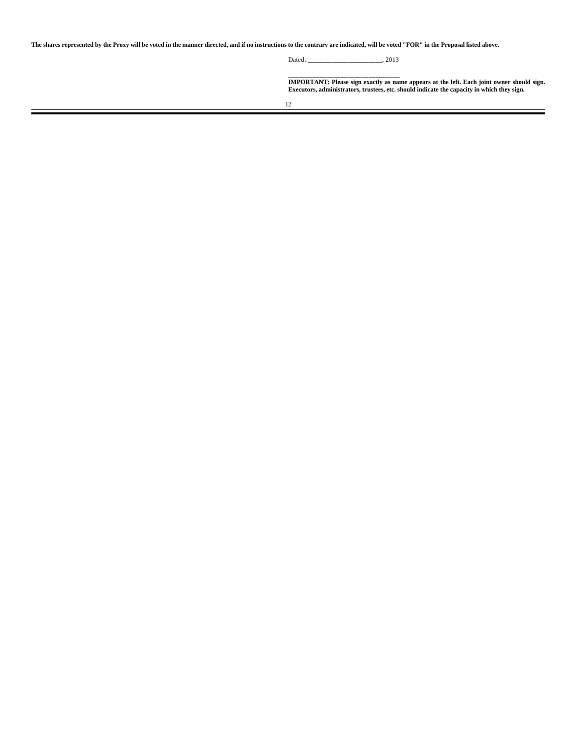**The shares represented by the Proxy will be voted in the manner directed, and if no instructions to the contrary are indicated, will be voted "FOR" in the Proposal listed above.**

Dated: ______________________, 2013

_________________________________

**IMPORTANT: Please sign exactly as name appears at the left. Each joint owner should sign. Executors, administrators, trustees, etc. should indicate the capacity in which they sign.**